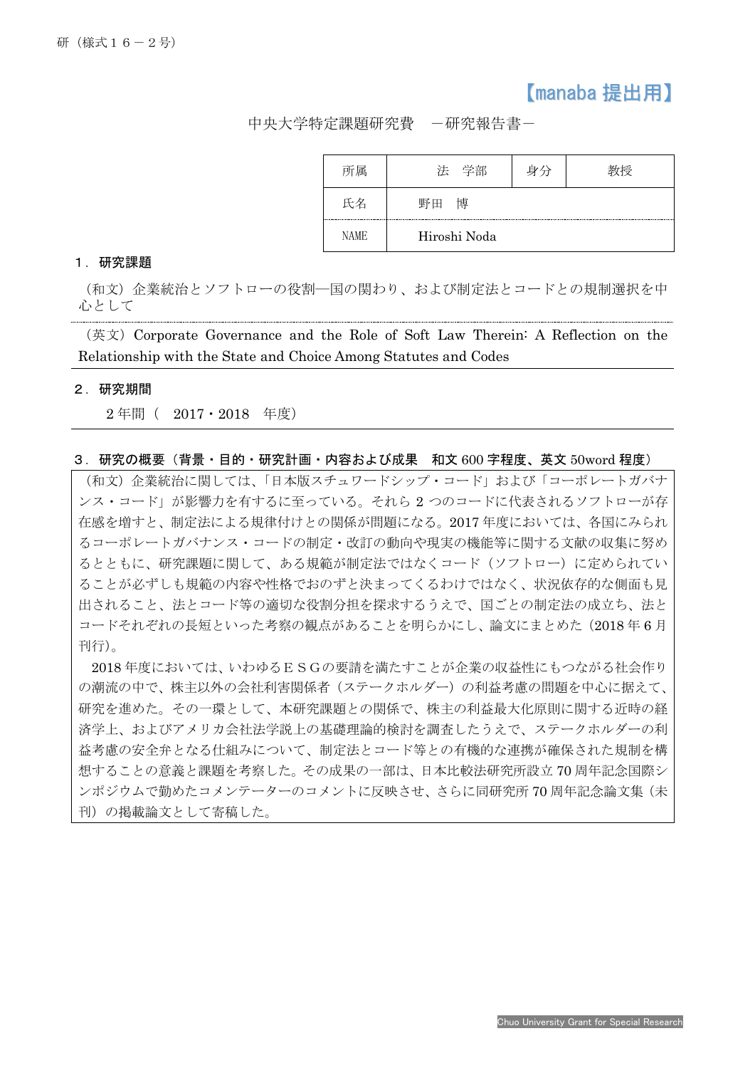研（様式１６－２号）

【manaba 提出用】

中央大学特定課題研究費　－研究報告書－

| 所属 | 法　学部 | 身分 | 教授 |
|---|---|---|---|
| 氏名 | 野田　博 | | |
| NAME | Hiroshi Noda | | |

## １．研究課題

（和文）企業統治とソフトローの役割―国の関わり、および制定法とコードとの規制選択を中心として

（英文）Corporate Governance and the Role of Soft Law Therein: A Reflection on the Relationship with the State and Choice Among Statutes and Codes

## ２．研究期間

２年間（　2017・2018　年度）

## ３．研究の概要（背景・目的・研究計画・内容および成果　和文 600 字程度、英文 50word 程度）

（和文）企業統治に関しては、「日本版スチュワードシップ・コード」および「コーポレートガバナンス・コード」が影響力を有するに至っている。それら 2 つのコードに代表されるソフトローが存在感を増すと、制定法による規律付けとの関係が問題になる。2017 年度においては、各国にみられるコーポレートガバナンス・コードの制定・改訂の動向や現実の機能等に関する文献の収集に努めるとともに、研究課題に関して、ある規範が制定法ではなくコード（ソフトロー）に定められていることが必ずしも規範の内容や性格でおのずと決まってくるわけではなく、状況依存的な側面も見出されること、法とコード等の適切な役割分担を探求するうえで、国ごとの制定法の成立ち、法とコードそれぞれの長短といった考察の観点があることを明らかにし、論文にまとめた（2018 年 6 月刊行)。

2018 年度においては、いわゆるＥＳＧの要請を満たすことが企業の収益性にもつながる社会作りの潮流の中で、株主以外の会社利害関係者（ステークホルダー）の利益考慮の問題を中心に据えて、研究を進めた。その一環として、本研究課題との関係で、株主の利益最大化原則に関する近時の経済学上、およびアメリカ会社法学説上の基礎理論的検討を調査したうえで、ステークホルダーの利益考慮の安全弁となる仕組みについて、制定法とコード等との有機的な連携が確保された規制を構想することの意義と課題を考察した。その成果の一部は、日本比較法研究所設立 70 周年記念国際シンポジウムで勤めたコメンテーターのコメントに反映させ、さらに同研究所 70 周年記念論文集（未刊）の掲載論文として寄稿した。

Chuo University Grant for Special Research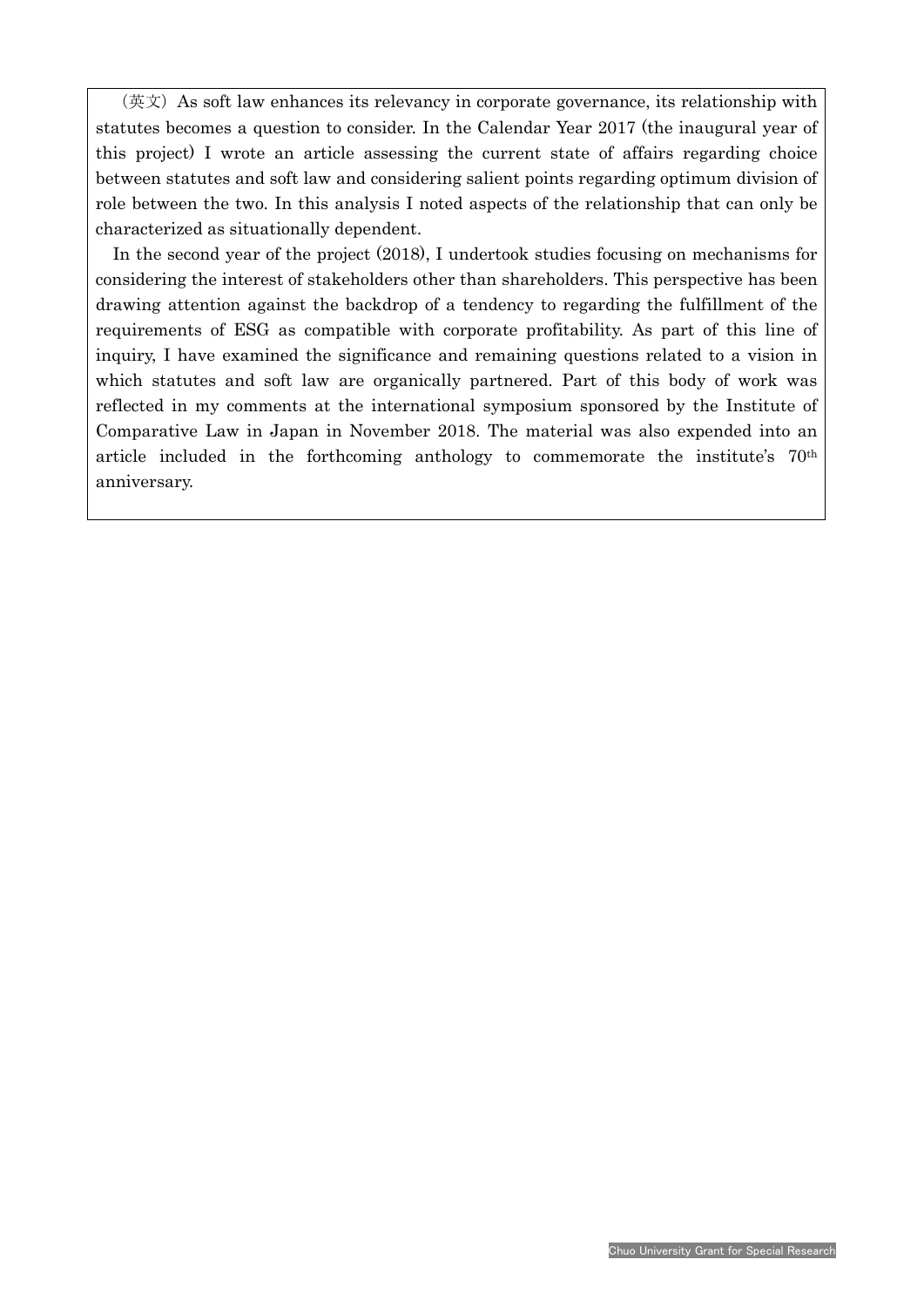（英文）As soft law enhances its relevancy in corporate governance, its relationship with statutes becomes a question to consider. In the Calendar Year 2017 (the inaugural year of this project) I wrote an article assessing the current state of affairs regarding choice between statutes and soft law and considering salient points regarding optimum division of role between the two. In this analysis I noted aspects of the relationship that can only be characterized as situationally dependent.

In the second year of the project (2018), I undertook studies focusing on mechanisms for considering the interest of stakeholders other than shareholders. This perspective has been drawing attention against the backdrop of a tendency to regarding the fulfillment of the requirements of ESG as compatible with corporate profitability. As part of this line of inquiry, I have examined the significance and remaining questions related to a vision in which statutes and soft law are organically partnered. Part of this body of work was reflected in my comments at the international symposium sponsored by the Institute of Comparative Law in Japan in November 2018. The material was also expended into an article included in the forthcoming anthology to commemorate the institute's 70th anniversary.